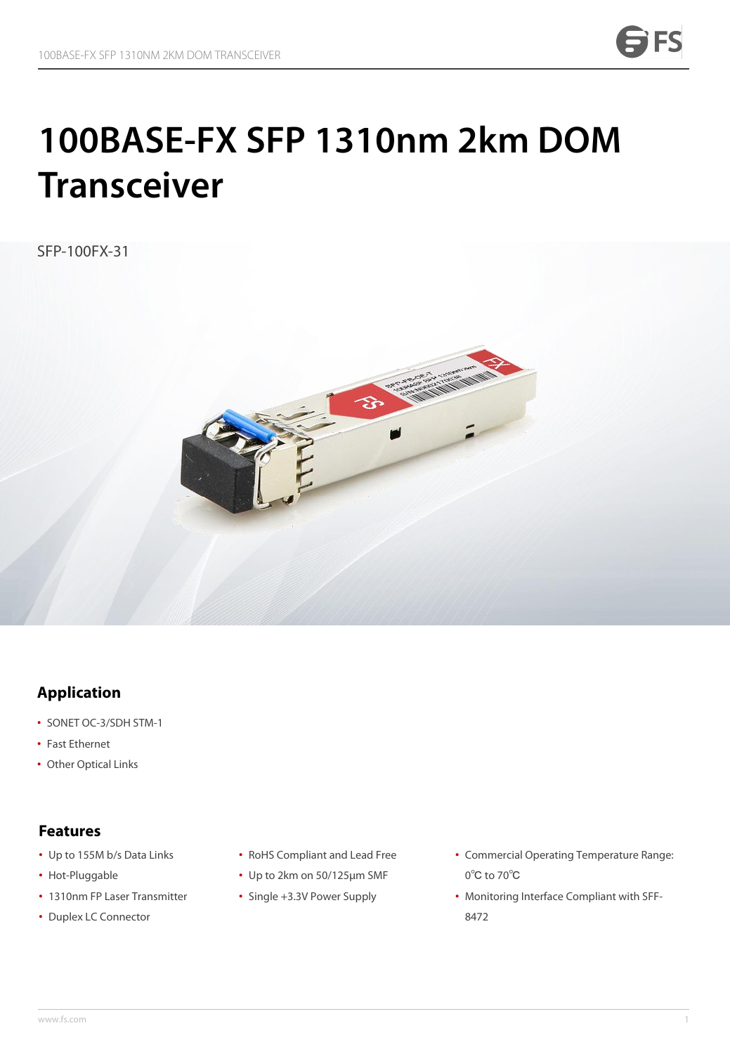# 100BASE-FX SFP 1310nm 2km DOM Transceiver

SFP-100FX-31

## Application

- SONET OC-3/SDH STM-1
- Fast Ethernet
- Other Optical Links

## Features

- Up to 155M b/s Data Links
- Hot-Pluggable
- 1310nm FP Laser Transmitter
- Duplex LC Connector
- RoHS Compliant and Lead Free
- Up to 2km on 50/125μm SMF
- Single +3.3V Power Supply
- Commercial Operating Temperature Range: 0℃ to 70℃
- Monitoring Interface Compliant with SFF-8472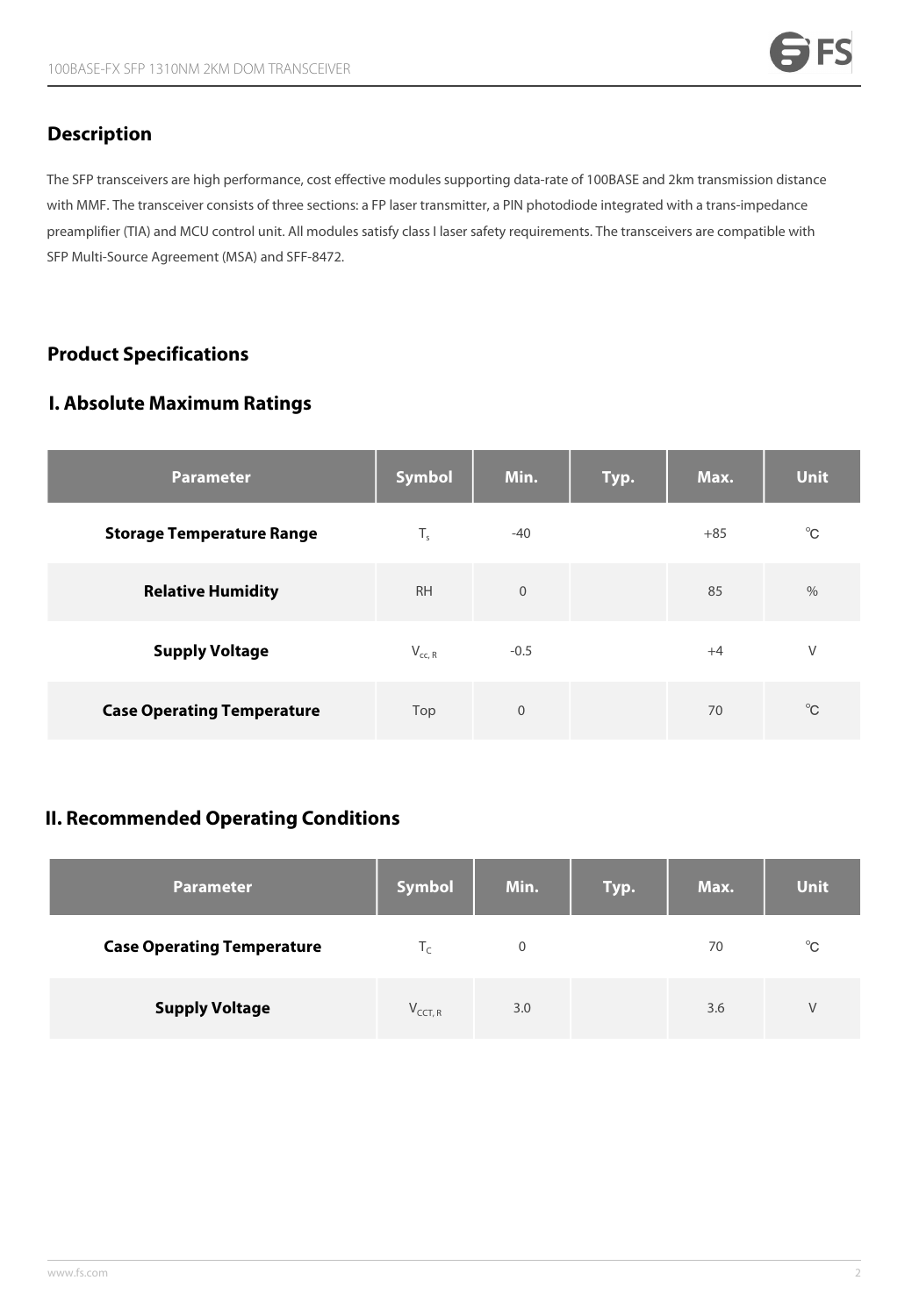## Description

The SFP transceivers are high performance, cost effective modules supporting data-rate of 100BASE and 2km transmission distance with MMF. The transceiver consists of three sections: a FP laser transmitter, a PIN photodiode integrated with a trans-impedance preamplifier (TIA) and MCU control unit. All modules satisfy class I laser safety requirements. The transceivers are compatible with SFP Multi-Source Agreement (MSA) and SFF-8472.

## Product Specifications

### I. Absolute Maximum Ratings

| Parameter | Symbol | Min. | Typ. | Max. | Unit |
|---|---|---|---|---|---|
| **Storage Temperature Range** | $T_s$ | -40 | | +85 | ℃ |
| **Relative Humidity** | RH | 0 | | 85 | % |
| **Supply Voltage** | $V_{cc, R}$ | -0.5 | | +4 | V |
| **Case Operating Temperature** | Top | 0 | | 70 | ℃ |

### II. Recommended Operating Conditions

| Parameter | Symbol | Min. | Typ. | Max. | Unit |
|---|---|---|---|---|---|
| **Case Operating Temperature** | $T_C$ | 0 | | 70 | ℃ |
| **Supply Voltage** | $V_{CCT, R}$ | 3.0 | | 3.6 | V |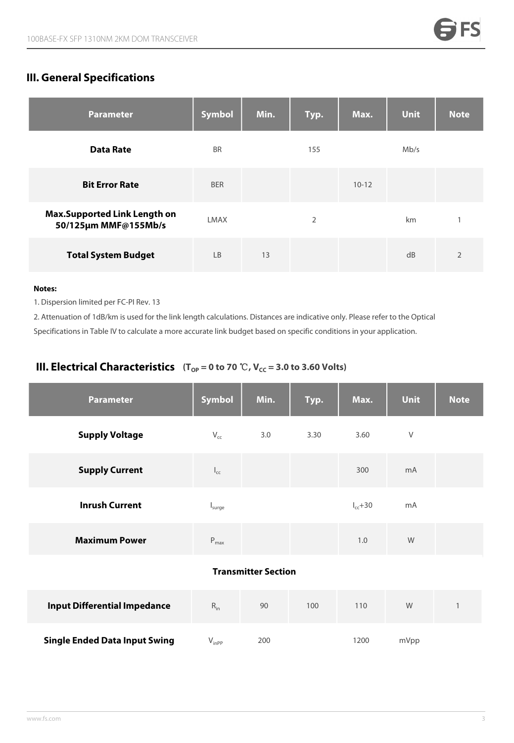## III. General Specifications

| Parameter | Symbol | Min. | Typ. | Max. | Unit | Note |
|---|---|---|---|---|---|---|
| **Data Rate** | BR | | 155 | | Mb/s | |
| **Bit Error Rate** | BER | | | 10-12 | | |
| **Max.Supported Link Length on 50/125μm MMF@155Mb/s** | LMAX | | 2 | | km | 1 |
| **Total System Budget** | LB | 13 | | | dB | 2 |

**Notes:**

1. Dispersion limited per FC-PI Rev. 13
2. Attenuation of 1dB/km is used for the link length calculations. Distances are indicative only. Please refer to the Optical Specifications in Table IV to calculate a more accurate link budget based on specific conditions in your application.

## III. Electrical Characteristics ($T_{OP}$ = 0 to 70 ℃, $V_{CC}$ = 3.0 to 3.60 Volts)

| Parameter | Symbol | Min. | Typ. | Max. | Unit | Note |
|---|---|---|---|---|---|---|
| **Supply Voltage** | $V_{cc}$ | 3.0 | 3.30 | 3.60 | V | |
| **Supply Current** | $I_{cc}$ | | | 300 | mA | |
| **Inrush Current** | $I_{surge}$ | | | $I_{cc}$+30 | mA | |
| **Maximum Power** | $P_{max}$ | | | 1.0 | W | |
| **Transmitter Section** | | | | | | |
| **Input Differential Impedance** | $R_{in}$ | 90 | 100 | 110 | W | 1 |
| **Single Ended Data Input Swing** | $V_{inPP}$ | 200 | | 1200 | mVpp | |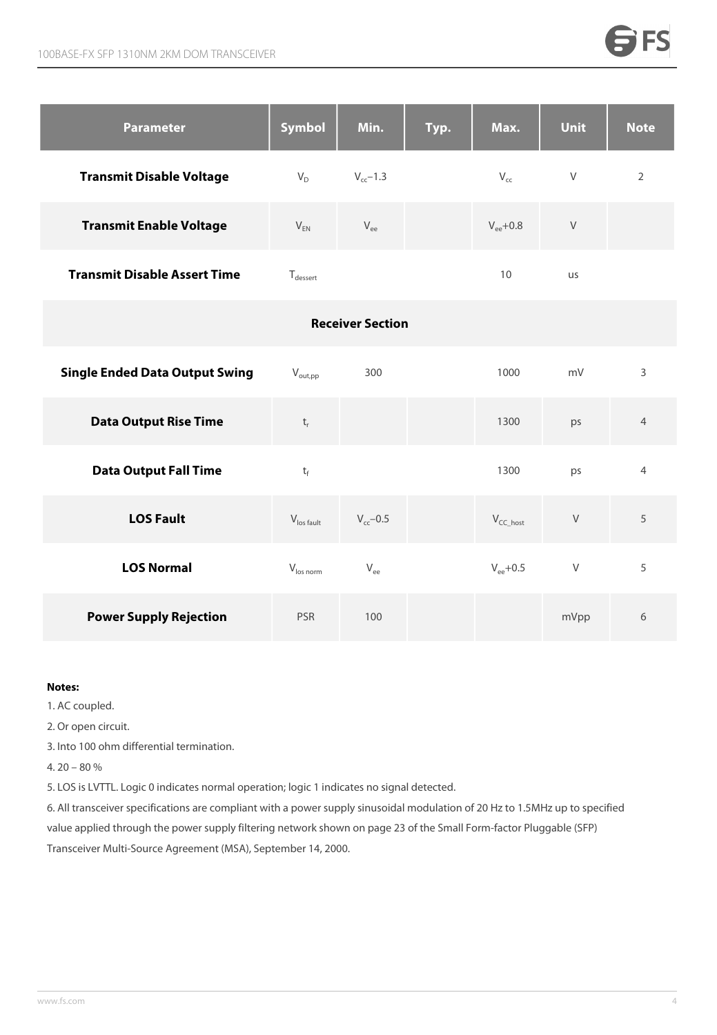| Parameter | Symbol | Min. | Typ. | Max. | Unit | Note |
|---|---|---|---|---|---|---|
| **Transmit Disable Voltage** | $V_D$ | $V_{cc}$–1.3 | | $V_{cc}$ | V | 2 |
| **Transmit Enable Voltage** | $V_{EN}$ | $V_{ee}$ | | $V_{ee}$+0.8 | V | |
| **Transmit Disable Assert Time** | $T_{dessert}$ | | | 10 | us | |
| **Receiver Section** | | | | | | |
| **Single Ended Data Output Swing** | $V_{out,pp}$ | 300 | | 1000 | mV | 3 |
| **Data Output Rise Time** | $t_r$ | | | 1300 | ps | 4 |
| **Data Output Fall Time** | $t_f$ | | | 1300 | ps | 4 |
| **LOS Fault** | $V_{los\ fault}$ | $V_{cc}$–0.5 | | $V_{CC\_host}$ | V | 5 |
| **LOS Normal** | $V_{los\ norm}$ | $V_{ee}$ | | $V_{ee}$+0.5 | V | 5 |
| **Power Supply Rejection** | PSR | 100 | | | mVpp | 6 |

**Notes:**

1. AC coupled.
2. Or open circuit.
3. Into 100 ohm differential termination.
4. 20 – 80 %
5. LOS is LVTTL. Logic 0 indicates normal operation; logic 1 indicates no signal detected.
6. All transceiver specifications are compliant with a power supply sinusoidal modulation of 20 Hz to 1.5MHz up to specified value applied through the power supply filtering network shown on page 23 of the Small Form-factor Pluggable (SFP) Transceiver Multi-Source Agreement (MSA), September 14, 2000.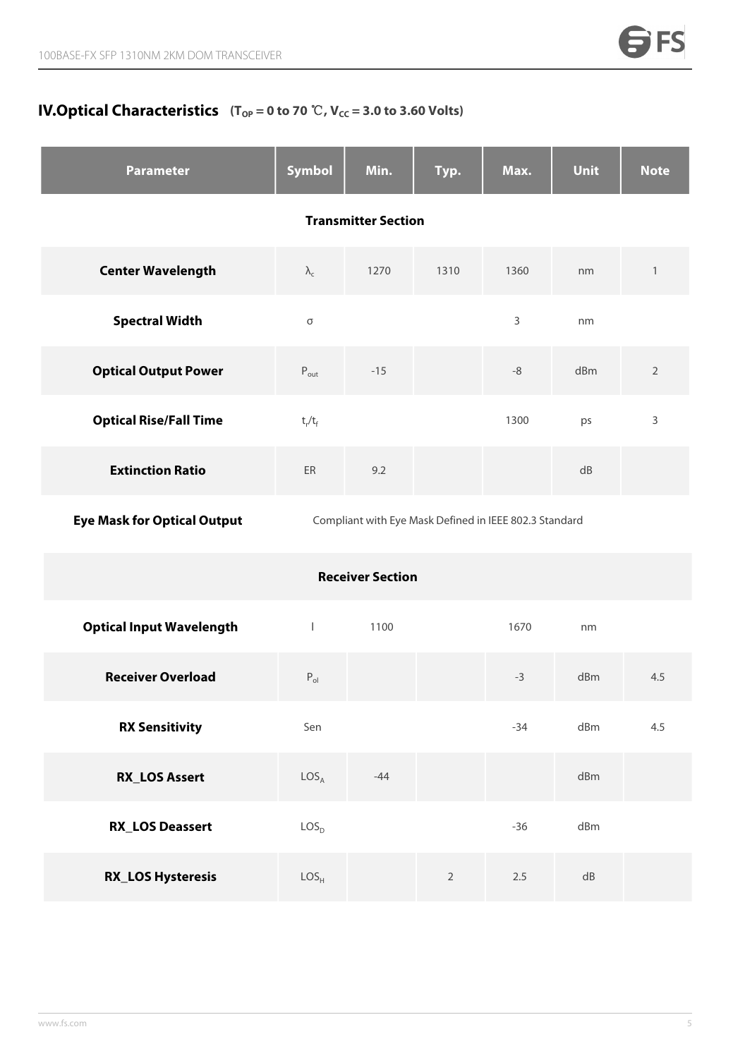## IV.Optical Characteristics ($T_{OP}$ = 0 to 70 ℃, $V_{CC}$ = 3.0 to 3.60 Volts)

| Parameter | Symbol | Min. | Typ. | Max. | Unit | Note |
|---|---|---|---|---|---|---|
| **Transmitter Section** | | | | | | |
| **Center Wavelength** | $\lambda_c$ | 1270 | 1310 | 1360 | nm | 1 |
| **Spectral Width** | σ | | | 3 | nm | |
| **Optical Output Power** | $P_{out}$ | -15 | | -8 | dBm | 2 |
| **Optical Rise/Fall Time** | $t_r/t_f$ | | | 1300 | ps | 3 |
| **Extinction Ratio** | ER | 9.2 | | | dB | |
| **Eye Mask for Optical Output** | Compliant with Eye Mask Defined in IEEE 802.3 Standard | | | | | |
| **Receiver Section** | | | | | | |
| **Optical Input Wavelength** | l | 1100 | | 1670 | nm | |
| **Receiver Overload** | $P_{ol}$ | | | -3 | dBm | 4.5 |
| **RX Sensitivity** | Sen | | | -34 | dBm | 4.5 |
| **RX_LOS Assert** | $LOS_A$ | -44 | | | dBm | |
| **RX_LOS Deassert** | $LOS_D$ | | | -36 | dBm | |
| **RX_LOS Hysteresis** | $LOS_H$ | | 2 | 2.5 | dB | |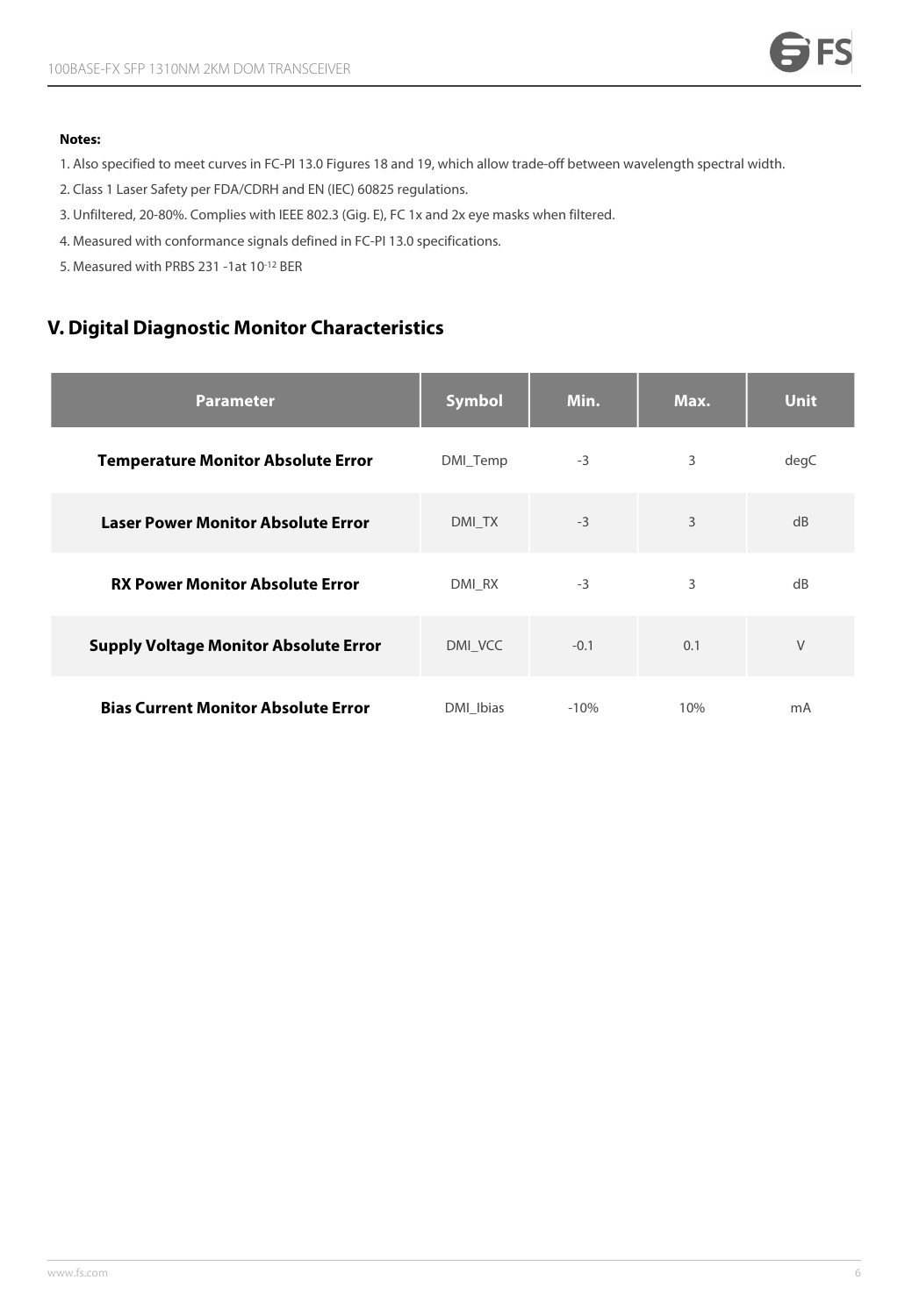**Notes:**

1. Also specified to meet curves in FC-PI 13.0 Figures 18 and 19, which allow trade-off between wavelength spectral width.
2. Class 1 Laser Safety per FDA/CDRH and EN (IEC) 60825 regulations.
3. Unfiltered, 20-80%. Complies with IEEE 802.3 (Gig. E), FC 1x and 2x eye masks when filtered.
4. Measured with conformance signals defined in FC-PI 13.0 specifications.
5. Measured with PRBS 231 -1at $10^{-12}$ BER

## V. Digital Diagnostic Monitor Characteristics

| Parameter | Symbol | Min. | Max. | Unit |
|---|---|---|---|---|
| **Temperature Monitor Absolute Error** | DMI_Temp | -3 | 3 | degC |
| **Laser Power Monitor Absolute Error** | DMI_TX | -3 | 3 | dB |
| **RX Power Monitor Absolute Error** | DMI_RX | -3 | 3 | dB |
| **Supply Voltage Monitor Absolute Error** | DMI_VCC | -0.1 | 0.1 | V |
| **Bias Current Monitor Absolute Error** | DMI_Ibias | -10% | 10% | mA |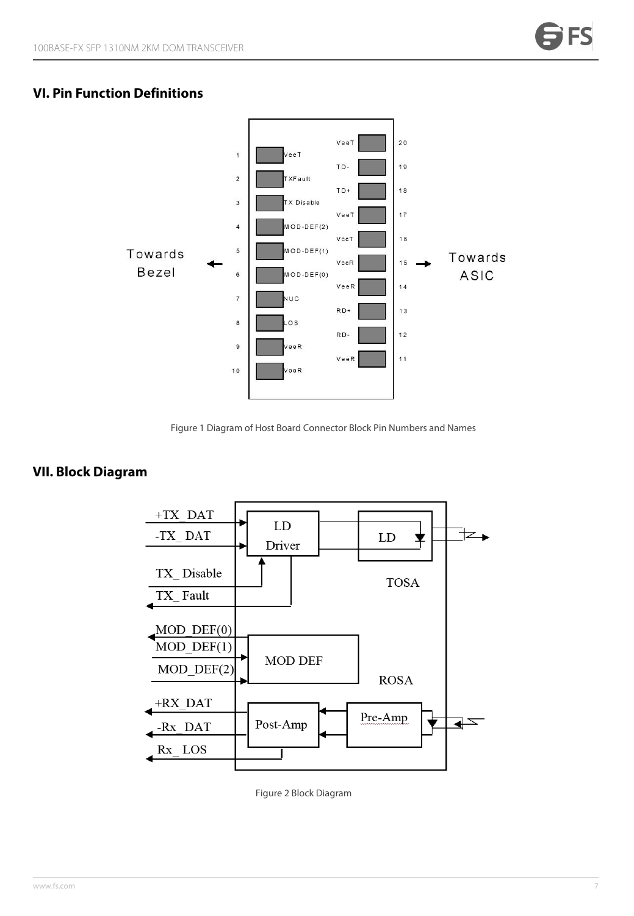## VI. Pin Function Definitions

Figure 1 Diagram of Host Board Connector Block Pin Numbers and Names

## VII. Block Diagram

Figure 2 Block Diagram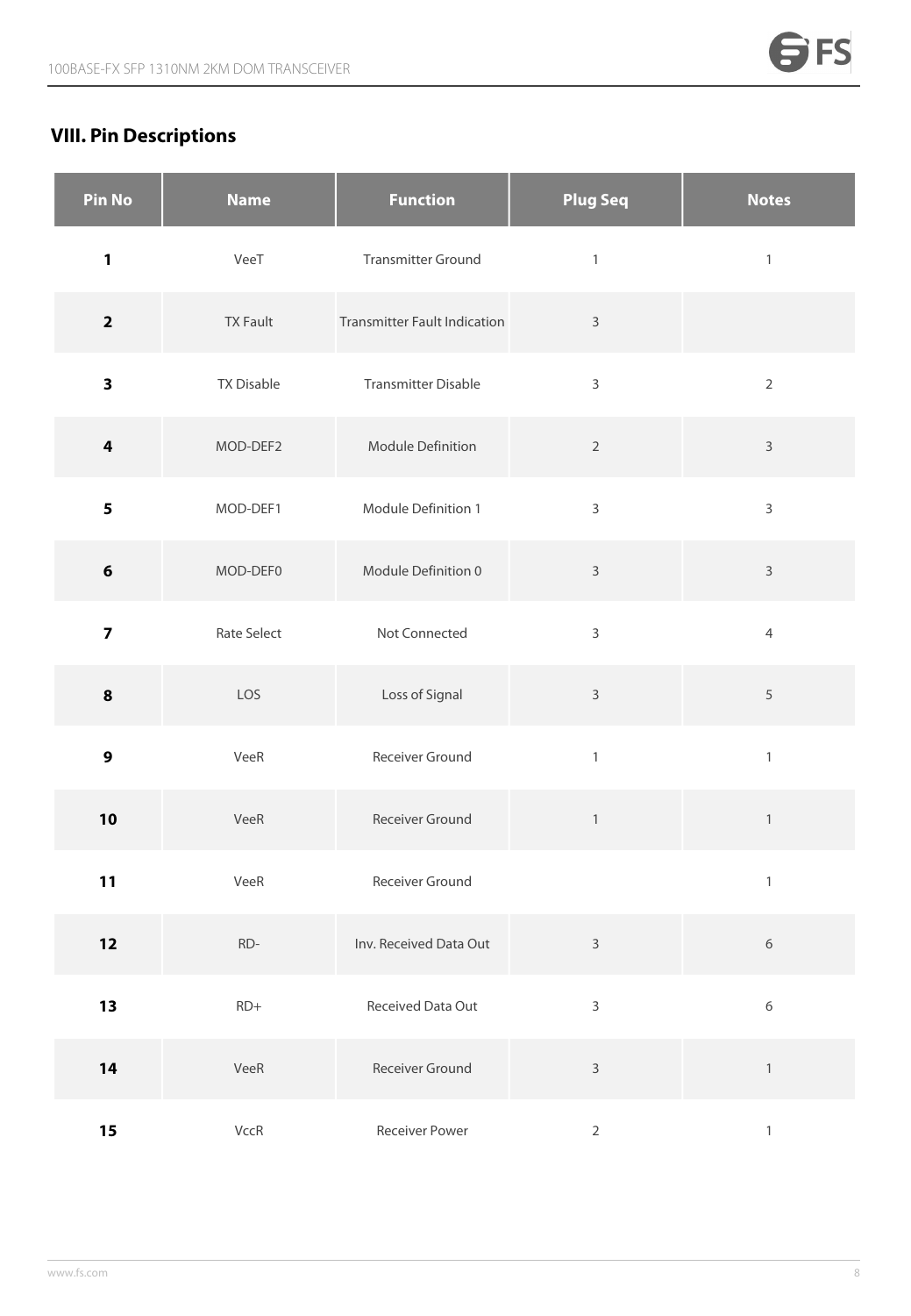## VIII. Pin Descriptions

| Pin No | Name | Function | Plug Seq | Notes |
|---|---|---|---|---|
| **1** | VeeT | Transmitter Ground | 1 | 1 |
| **2** | TX Fault | Transmitter Fault Indication | 3 | |
| **3** | TX Disable | Transmitter Disable | 3 | 2 |
| **4** | MOD-DEF2 | Module Definition | 2 | 3 |
| **5** | MOD-DEF1 | Module Definition 1 | 3 | 3 |
| **6** | MOD-DEF0 | Module Definition 0 | 3 | 3 |
| **7** | Rate Select | Not Connected | 3 | 4 |
| **8** | LOS | Loss of Signal | 3 | 5 |
| **9** | VeeR | Receiver Ground | 1 | 1 |
| **10** | VeeR | Receiver Ground | 1 | 1 |
| **11** | VeeR | Receiver Ground | | 1 |
| **12** | RD- | Inv. Received Data Out | 3 | 6 |
| **13** | RD+ | Received Data Out | 3 | 6 |
| **14** | VeeR | Receiver Ground | 3 | 1 |
| **15** | VccR | Receiver Power | 2 | 1 |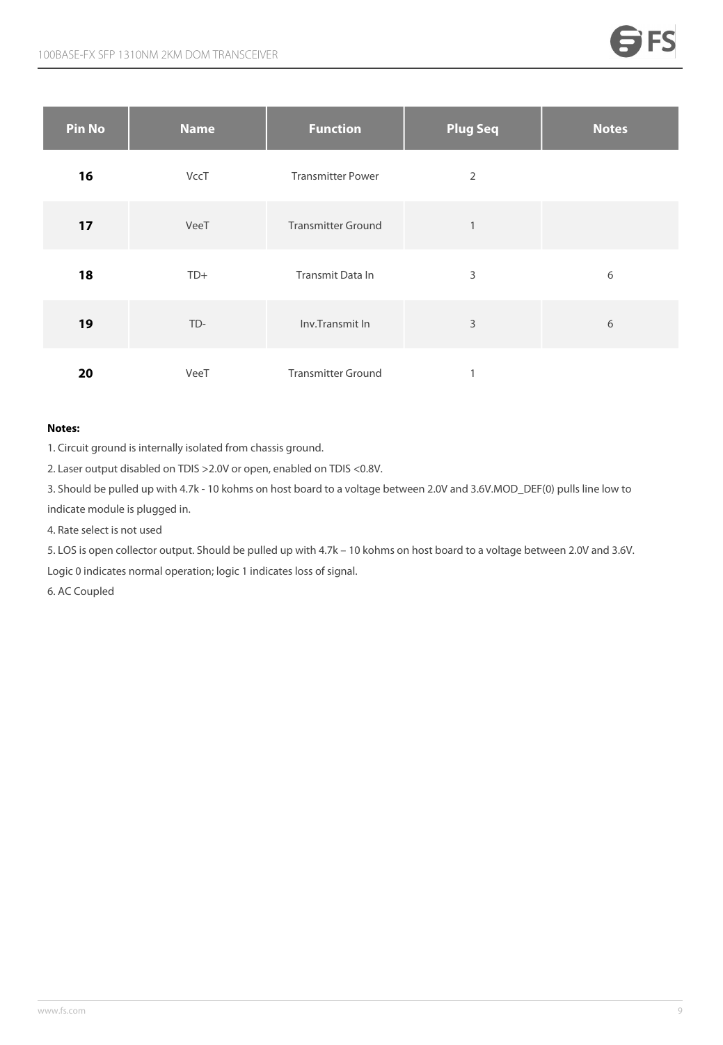| Pin No | Name | Function | Plug Seq | Notes |
|---|---|---|---|---|
| **16** | VccT | Transmitter Power | 2 | |
| **17** | VeeT | Transmitter Ground | 1 | |
| **18** | TD+ | Transmit Data In | 3 | 6 |
| **19** | TD- | Inv.Transmit In | 3 | 6 |
| **20** | VeeT | Transmitter Ground | 1 | |

**Notes:**

1. Circuit ground is internally isolated from chassis ground.
2. Laser output disabled on TDIS >2.0V or open, enabled on TDIS <0.8V.
3. Should be pulled up with 4.7k - 10 kohms on host board to a voltage between 2.0V and 3.6V.MOD_DEF(0) pulls line low to indicate module is plugged in.
4. Rate select is not used
5. LOS is open collector output. Should be pulled up with 4.7k – 10 kohms on host board to a voltage between 2.0V and 3.6V. Logic 0 indicates normal operation; logic 1 indicates loss of signal.
6. AC Coupled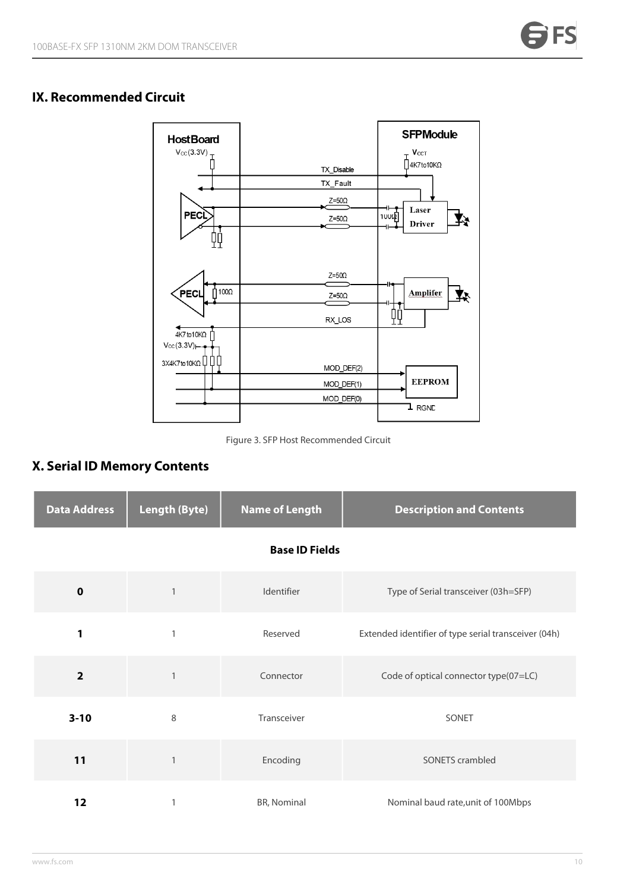## IX. Recommended Circuit

Figure 3. SFP Host Recommended Circuit

## X. Serial ID Memory Contents

| Data Address | Length (Byte) | Name of Length | Description and Contents |
|---|---|---|---|
| **Base ID Fields** | | | |
| **0** | 1 | Identifier | Type of Serial transceiver (03h=SFP) |
| **1** | 1 | Reserved | Extended identifier of type serial transceiver (04h) |
| **2** | 1 | Connector | Code of optical connector type(07=LC) |
| **3-10** | 8 | Transceiver | SONET |
| **11** | 1 | Encoding | SONETS crambled |
| **12** | 1 | BR, Nominal | Nominal baud rate,unit of 100Mbps |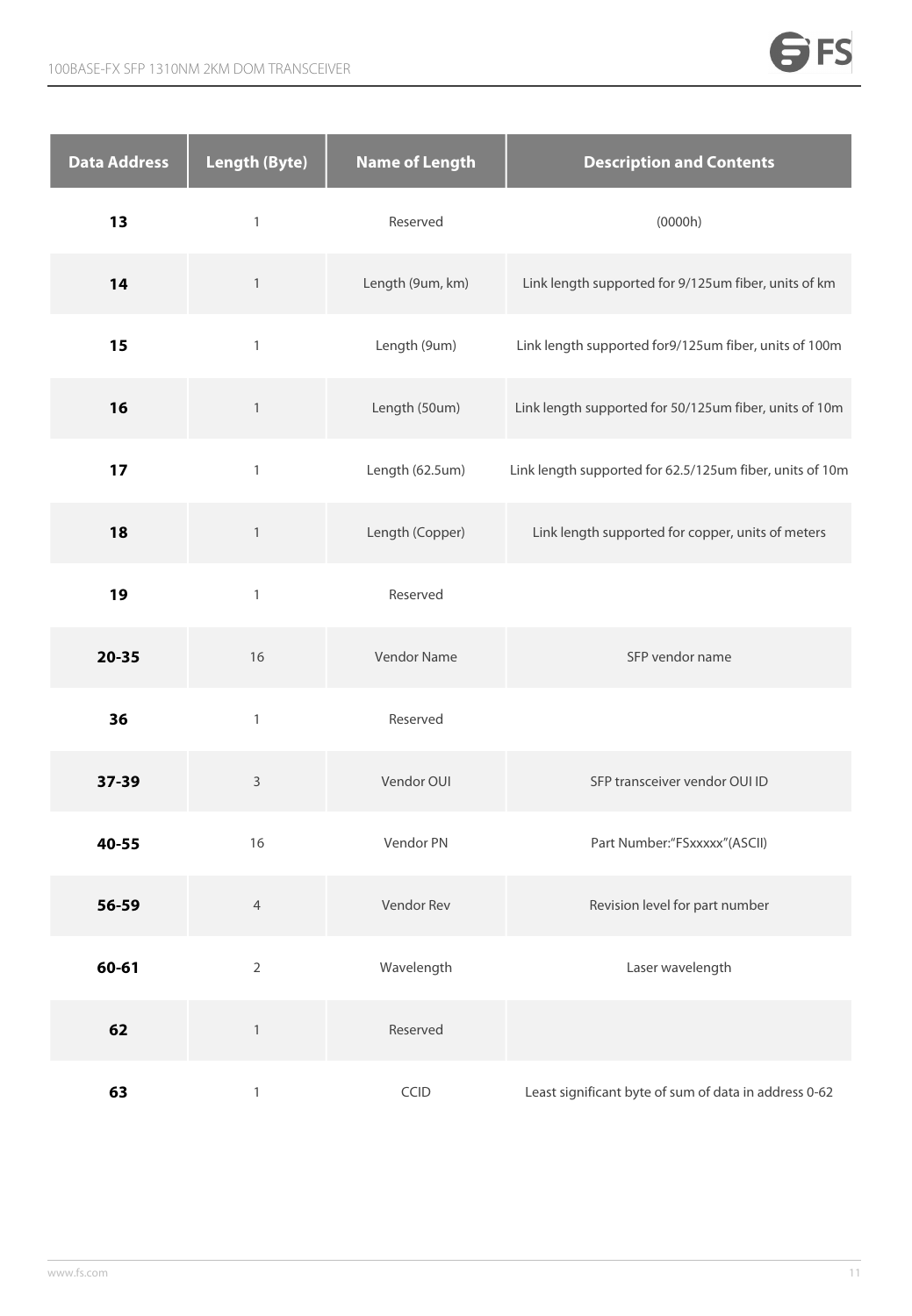| Data Address | Length (Byte) | Name of Length | Description and Contents |
|---|---|---|---|
| **13** | 1 | Reserved | (0000h) |
| **14** | 1 | Length (9um, km) | Link length supported for 9/125um fiber, units of km |
| **15** | 1 | Length (9um) | Link length supported for9/125um fiber, units of 100m |
| **16** | 1 | Length (50um) | Link length supported for 50/125um fiber, units of 10m |
| **17** | 1 | Length (62.5um) | Link length supported for 62.5/125um fiber, units of 10m |
| **18** | 1 | Length (Copper) | Link length supported for copper, units of meters |
| **19** | 1 | Reserved | |
| **20-35** | 16 | Vendor Name | SFP vendor name |
| **36** | 1 | Reserved | |
| **37-39** | 3 | Vendor OUI | SFP transceiver vendor OUI ID |
| **40-55** | 16 | Vendor PN | Part Number:"FSxxxxx"(ASCII) |
| **56-59** | 4 | Vendor Rev | Revision level for part number |
| **60-61** | 2 | Wavelength | Laser wavelength |
| **62** | 1 | Reserved | |
| **63** | 1 | CCID | Least significant byte of sum of data in address 0-62 |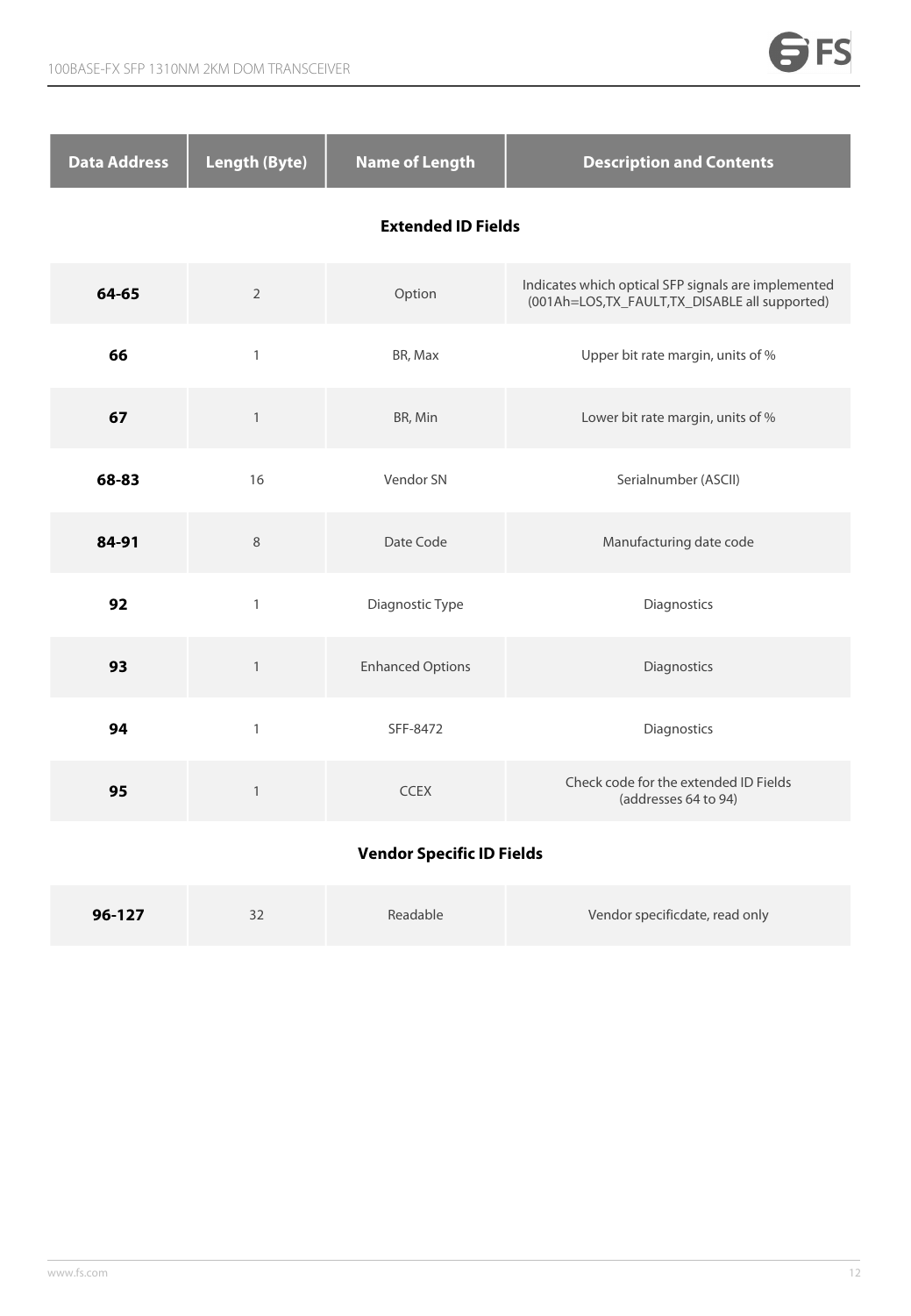| Data Address | Length (Byte) | Name of Length | Description and Contents |
|---|---|---|---|
| **Extended ID Fields** | | | |
| **64-65** | 2 | Option | Indicates which optical SFP signals are implemented (001Ah=LOS,TX_FAULT,TX_DISABLE all supported) |
| **66** | 1 | BR, Max | Upper bit rate margin, units of % |
| **67** | 1 | BR, Min | Lower bit rate margin, units of % |
| **68-83** | 16 | Vendor SN | Serialnumber (ASCII) |
| **84-91** | 8 | Date Code | Manufacturing date code |
| **92** | 1 | Diagnostic Type | Diagnostics |
| **93** | 1 | Enhanced Options | Diagnostics |
| **94** | 1 | SFF-8472 | Diagnostics |
| **95** | 1 | CCEX | Check code for the extended ID Fields (addresses 64 to 94) |
| **Vendor Specific ID Fields** | | | |
| **96-127** | 32 | Readable | Vendor specificdate, read only |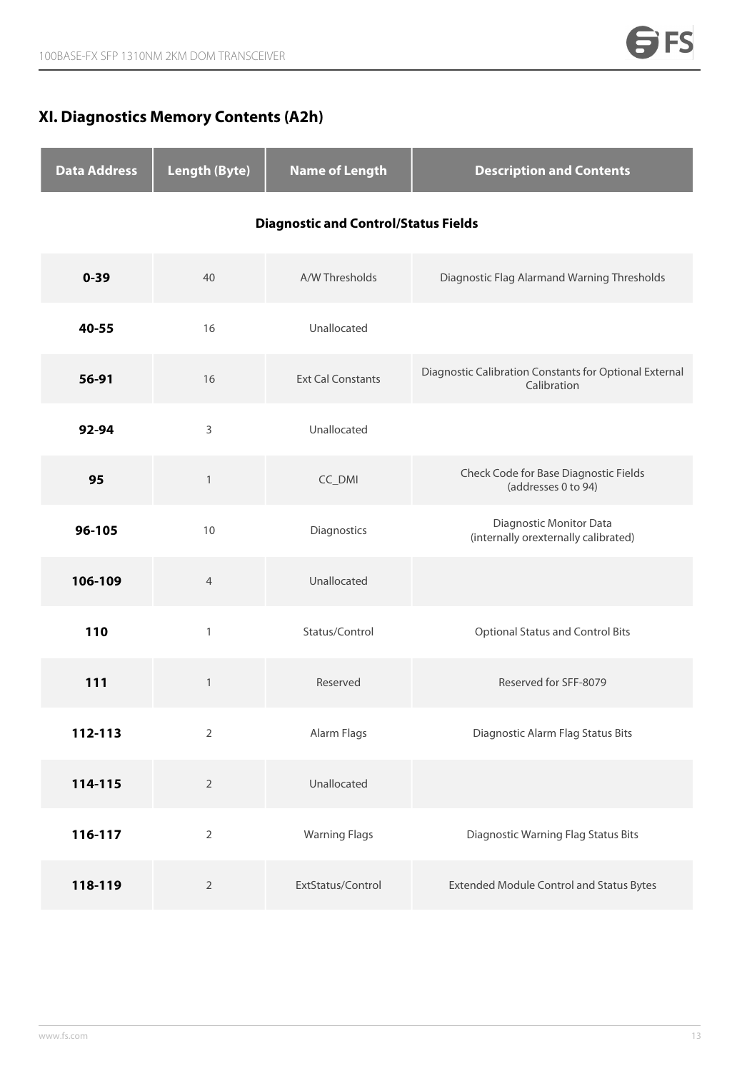## XI. Diagnostics Memory Contents (A2h)

| Data Address | Length (Byte) | Name of Length | Description and Contents |
|---|---|---|---|
| **Diagnostic and Control/Status Fields** | | | |
| **0-39** | 40 | A/W Thresholds | Diagnostic Flag Alarmand Warning Thresholds |
| **40-55** | 16 | Unallocated | |
| **56-91** | 16 | Ext Cal Constants | Diagnostic Calibration Constants for Optional External Calibration |
| **92-94** | 3 | Unallocated | |
| **95** | 1 | CC_DMI | Check Code for Base Diagnostic Fields (addresses 0 to 94) |
| **96-105** | 10 | Diagnostics | Diagnostic Monitor Data (internally orexternally calibrated) |
| **106-109** | 4 | Unallocated | |
| **110** | 1 | Status/Control | Optional Status and Control Bits |
| **111** | 1 | Reserved | Reserved for SFF-8079 |
| **112-113** | 2 | Alarm Flags | Diagnostic Alarm Flag Status Bits |
| **114-115** | 2 | Unallocated | |
| **116-117** | 2 | Warning Flags | Diagnostic Warning Flag Status Bits |
| **118-119** | 2 | ExtStatus/Control | Extended Module Control and Status Bytes |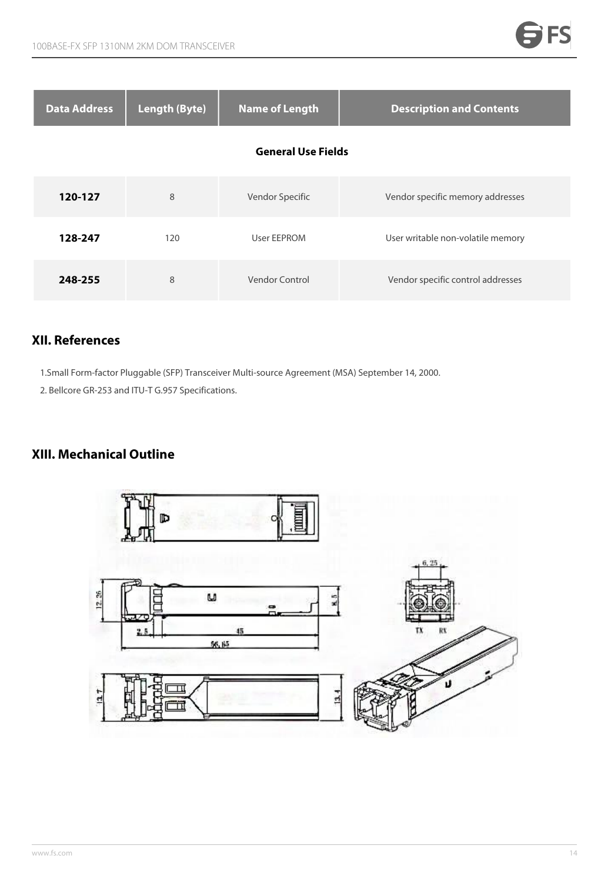| Data Address | Length (Byte) | Name of Length | Description and Contents |
|---|---|---|---|
| **General Use Fields** | | | |
| **120-127** | 8 | Vendor Specific | Vendor specific memory addresses |
| **128-247** | 120 | User EEPROM | User writable non-volatile memory |
| **248-255** | 8 | Vendor Control | Vendor specific control addresses |

## XII. References

1. Small Form-factor Pluggable (SFP) Transceiver Multi-source Agreement (MSA) September 14, 2000.
2. Bellcore GR-253 and ITU-T G.957 Specifications.

## XIII. Mechanical Outline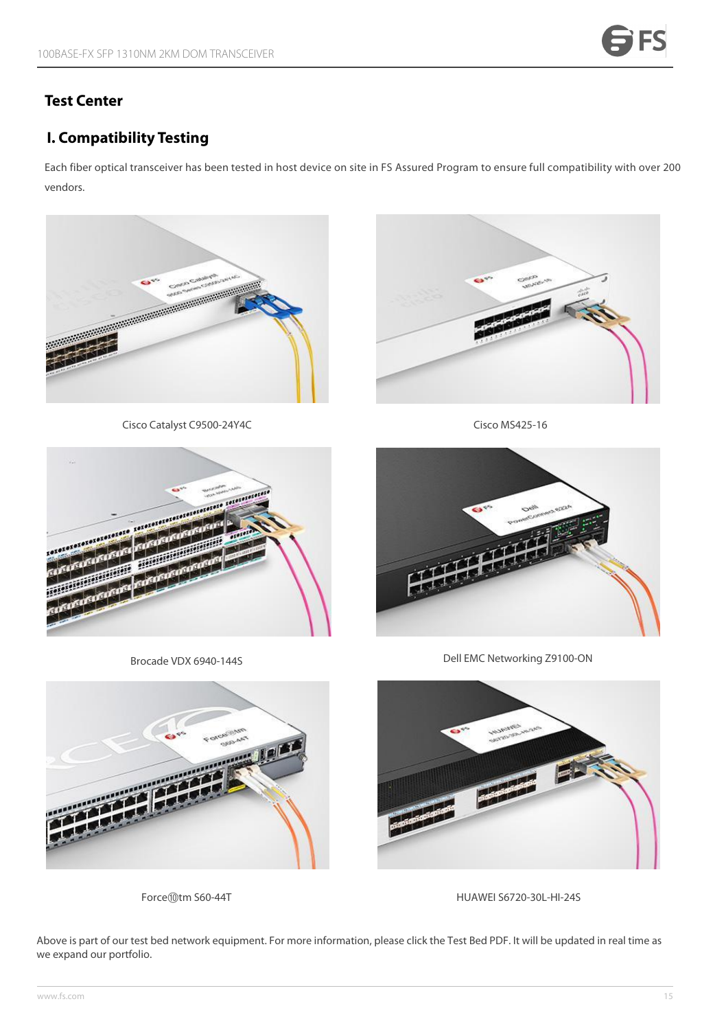## Test Center

### I. Compatibility Testing

Each fiber optical transceiver has been tested in host device on site in FS Assured Program to ensure full compatibility with over 200 vendors.

Cisco Catalyst C9500-24Y4C

Cisco MS425-16

Brocade VDX 6940-144S

Dell EMC Networking Z9100-ON

Force⑩tm S60-44T

HUAWEI S6720-30L-HI-24S

Above is part of our test bed network equipment. For more information, please click the Test Bed PDF. It will be updated in real time as we expand our portfolio.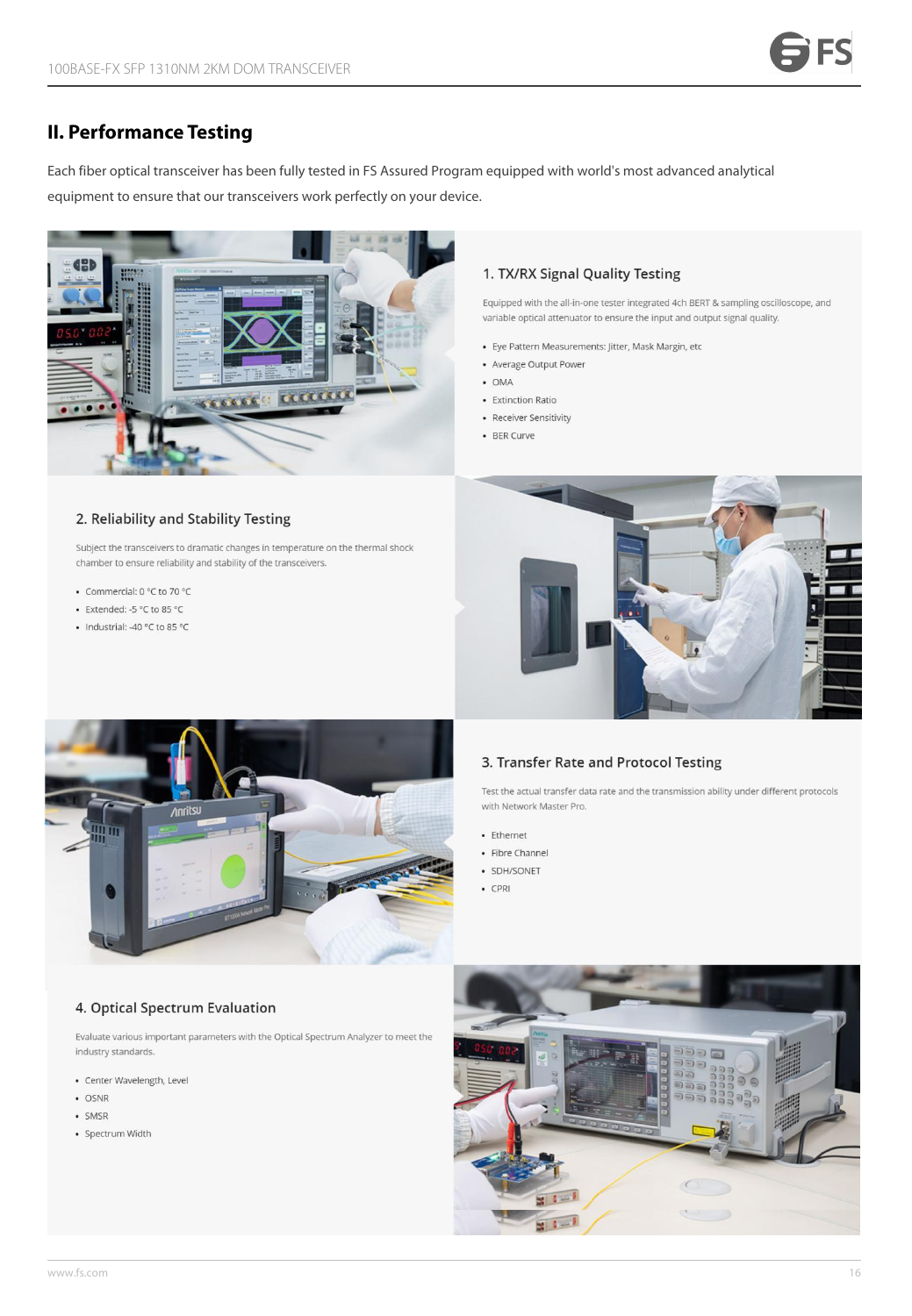## II. Performance Testing

Each fiber optical transceiver has been fully tested in FS Assured Program equipped with world's most advanced analytical equipment to ensure that our transceivers work perfectly on your device.

### 1. TX/RX Signal Quality Testing

Equipped with the all-in-one tester integrated 4ch BERT & sampling oscilloscope, and variable optical attenuator to ensure the input and output signal quality.

- Eye Pattern Measurements: Jitter, Mask Margin, etc
- Average Output Power
- OMA
- Extinction Ratio
- Receiver Sensitivity
- BER Curve

### 2. Reliability and Stability Testing

Subject the transceivers to dramatic changes in temperature on the thermal shock chamber to ensure reliability and stability of the transceivers.

- Commercial: 0 °C to 70 °C
- Extended: -5 °C to 85 °C
- Industrial: -40 °C to 85 °C

### 3. Transfer Rate and Protocol Testing

Test the actual transfer data rate and the transmission ability under different protocols with Network Master Pro.

- Ethernet
- Fibre Channel
- SDH/SONET
- CPRI

### 4. Optical Spectrum Evaluation

Evaluate various important parameters with the Optical Spectrum Analyzer to meet the industry standards.

- Center Wavelength, Level
- OSNR
- SMSR
- Spectrum Width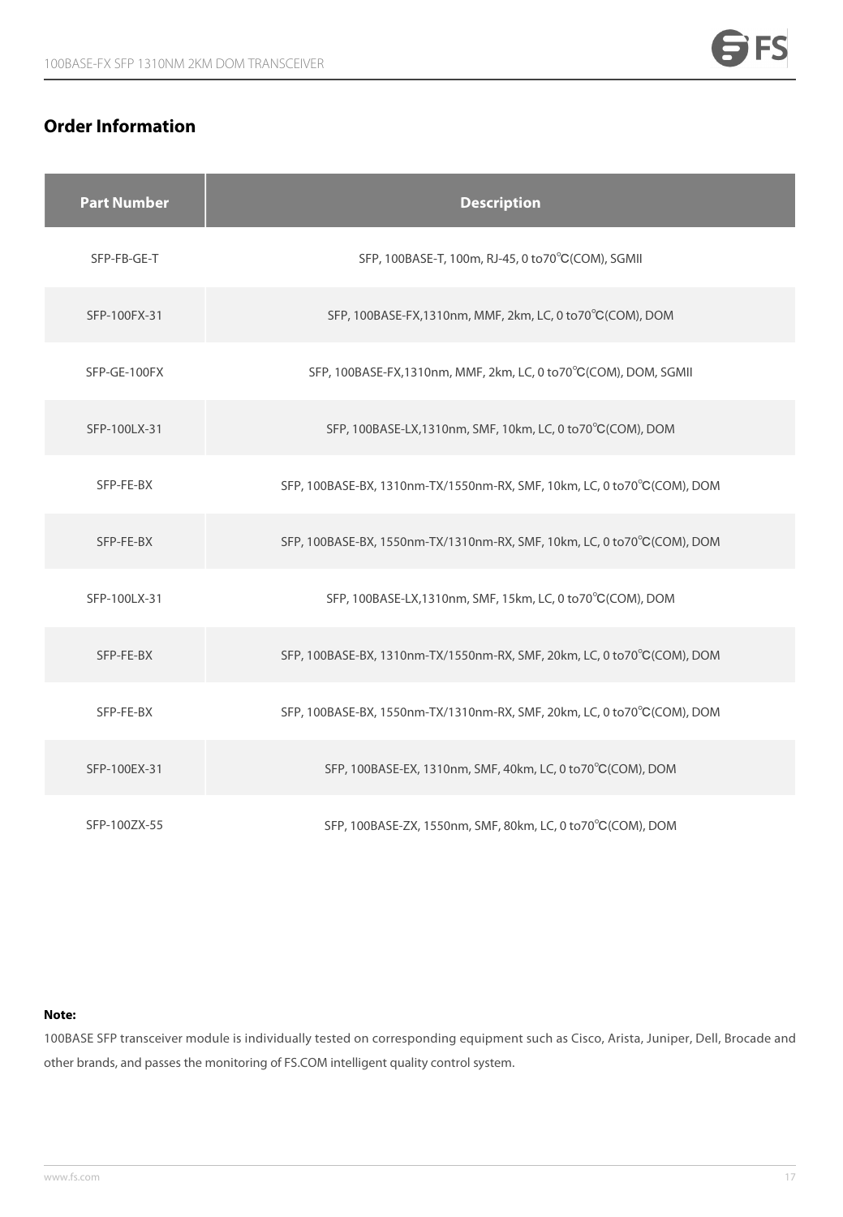## Order Information

| Part Number | Description |
|---|---|
| SFP-FB-GE-T | SFP, 100BASE-T, 100m, RJ-45, 0 to70℃(COM), SGMII |
| SFP-100FX-31 | SFP, 100BASE-FX,1310nm, MMF, 2km, LC, 0 to70℃(COM), DOM |
| SFP-GE-100FX | SFP, 100BASE-FX,1310nm, MMF, 2km, LC, 0 to70℃(COM), DOM, SGMII |
| SFP-100LX-31 | SFP, 100BASE-LX,1310nm, SMF, 10km, LC, 0 to70℃(COM), DOM |
| SFP-FE-BX | SFP, 100BASE-BX, 1310nm-TX/1550nm-RX, SMF, 10km, LC, 0 to70℃(COM), DOM |
| SFP-FE-BX | SFP, 100BASE-BX, 1550nm-TX/1310nm-RX, SMF, 10km, LC, 0 to70℃(COM), DOM |
| SFP-100LX-31 | SFP, 100BASE-LX,1310nm, SMF, 15km, LC, 0 to70℃(COM), DOM |
| SFP-FE-BX | SFP, 100BASE-BX, 1310nm-TX/1550nm-RX, SMF, 20km, LC, 0 to70℃(COM), DOM |
| SFP-FE-BX | SFP, 100BASE-BX, 1550nm-TX/1310nm-RX, SMF, 20km, LC, 0 to70℃(COM), DOM |
| SFP-100EX-31 | SFP, 100BASE-EX, 1310nm, SMF, 40km, LC, 0 to70℃(COM), DOM |
| SFP-100ZX-55 | SFP, 100BASE-ZX, 1550nm, SMF, 80km, LC, 0 to70℃(COM), DOM |

**Note:**

100BASE SFP transceiver module is individually tested on corresponding equipment such as Cisco, Arista, Juniper, Dell, Brocade and other brands, and passes the monitoring of FS.COM intelligent quality control system.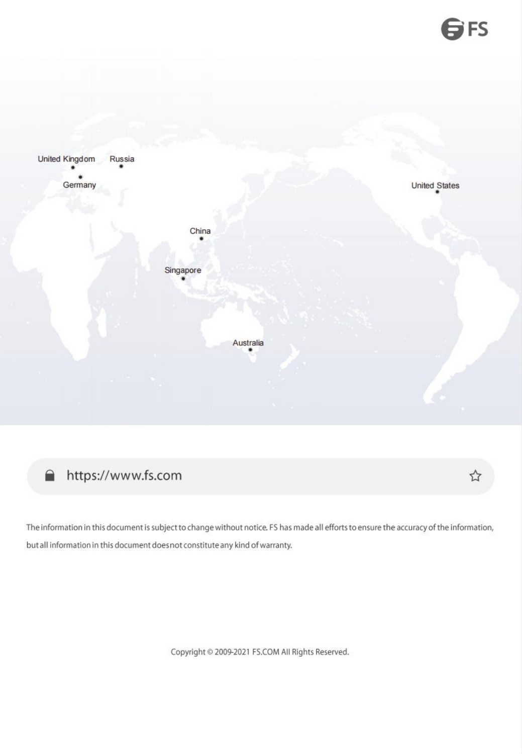United Kingdom

Russia

Germany

United States

China

Singapore

Australia

https://www.fs.com

The information in this document is subject to change without notice. FS has made all efforts to ensure the accuracy of the information, but all information in this document does not constitute any kind of warranty.

Copyright © 2009-2021 FS.COM All Rights Reserved.